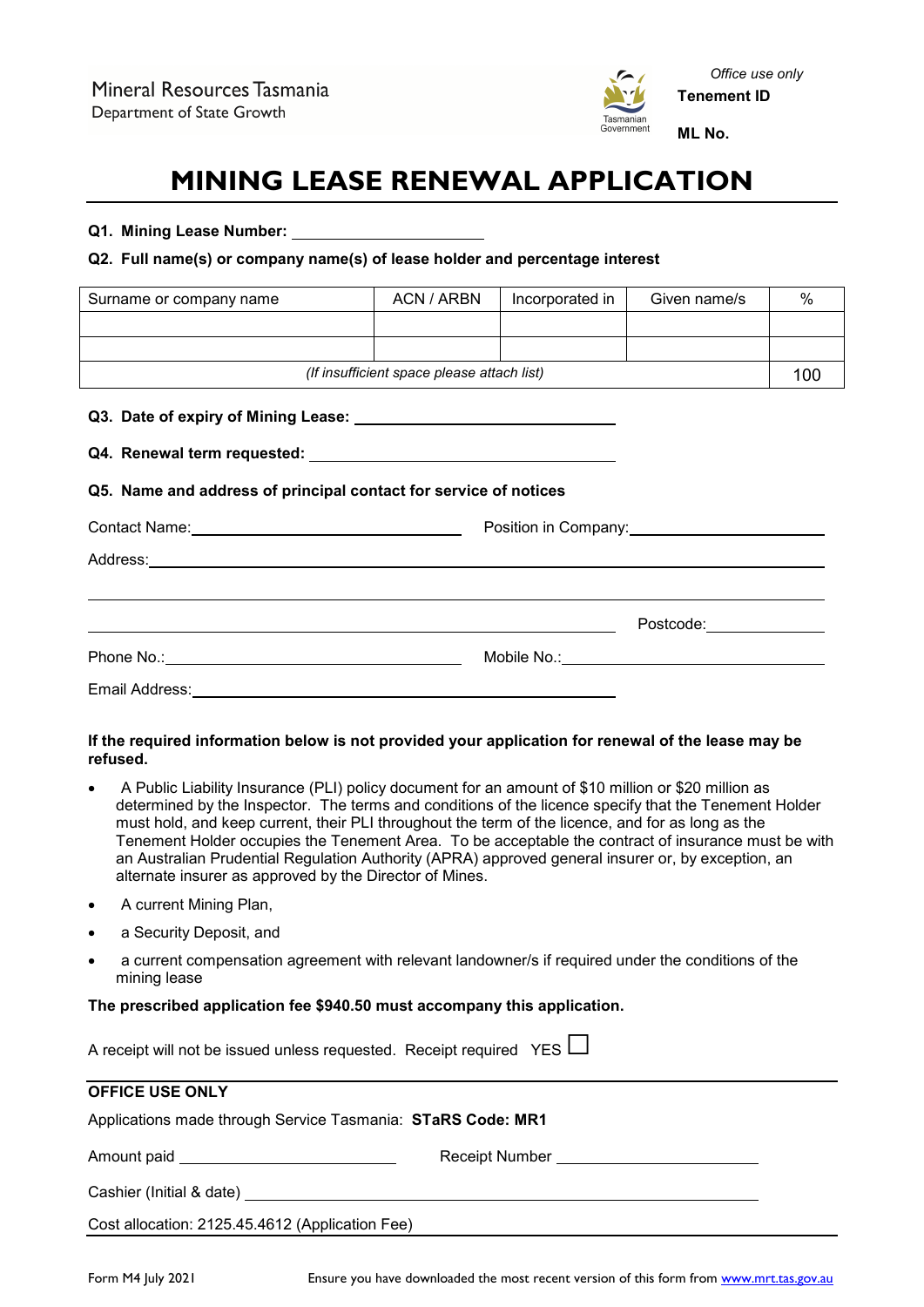Mineral Resources Tasmania
Department of State Growth

Tasmanian Government

*Office use only*

**Tenement ID**

**ML No.**

# MINING LEASE RENEWAL APPLICATION

**Q1. Mining Lease Number:** ____________________

**Q2. Full name(s) or company name(s) of lease holder and percentage interest**

| Surname or company name | ACN / ARBN | Incorporated in | Given name/s | % |
|---|---|---|---|---|
| | | | | |
| | | | | |
| *(If insufficient space please attach list)* | | | | 100 |

**Q3. Date of expiry of Mining Lease:** ____________________

**Q4. Renewal term requested:** ____________________

**Q5. Name and address of principal contact for service of notices**

Contact Name: ____________________ Position in Company: ____________________

Address: ____________________

____________________

____________________ Postcode: ____________________

Phone No.: ____________________ Mobile No.: ____________________

Email Address: ____________________

**If the required information below is not provided your application for renewal of the lease may be refused.**

- A Public Liability Insurance (PLI) policy document for an amount of $10 million or $20 million as determined by the Inspector. The terms and conditions of the licence specify that the Tenement Holder must hold, and keep current, their PLI throughout the term of the licence, and for as long as the Tenement Holder occupies the Tenement Area. To be acceptable the contract of insurance must be with an Australian Prudential Regulation Authority (APRA) approved general insurer or, by exception, an alternate insurer as approved by the Director of Mines.
- A current Mining Plan,
- a Security Deposit, and
- a current compensation agreement with relevant landowner/s if required under the conditions of the mining lease

**The prescribed application fee $940.50 must accompany this application.**

A receipt will not be issued unless requested. Receipt required YES ☐

**OFFICE USE ONLY**

Applications made through Service Tasmania: **STaRS Code: MR1**

Amount paid ____________________ Receipt Number ____________________

Cashier (Initial & date) ____________________

Cost allocation: 2125.45.4612 (Application Fee)

Form M4 July 2021 Ensure you have downloaded the most recent version of this form from www.mrt.tas.gov.au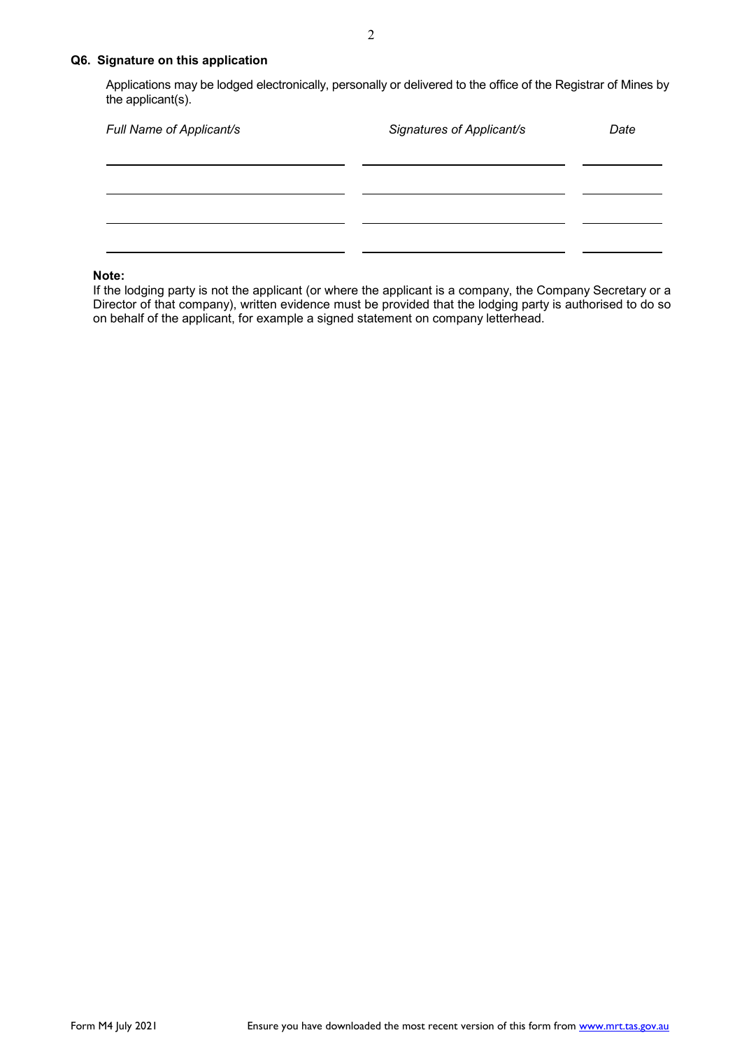### Q6. Signature on this application

Applications may be lodged electronically, personally or delivered to the office of the Registrar of Mines by the applicant(s).

| *Full Name of Applicant/s* | *Signatures of Applicant/s* | *Date* |
| --- | --- | --- |
| | | |
| | | |
| | | |
| | | |

**Note:**
If the lodging party is not the applicant (or where the applicant is a company, the Company Secretary or a Director of that company), written evidence must be provided that the lodging party is authorised to do so on behalf of the applicant, for example a signed statement on company letterhead.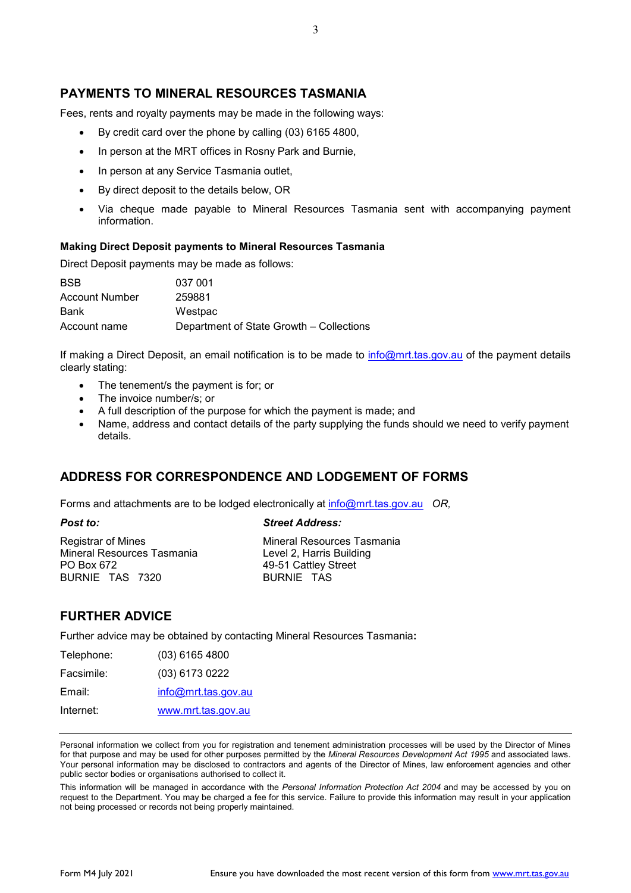## PAYMENTS TO MINERAL RESOURCES TASMANIA

Fees, rents and royalty payments may be made in the following ways:

- By credit card over the phone by calling (03) 6165 4800,
- In person at the MRT offices in Rosny Park and Burnie,
- In person at any Service Tasmania outlet,
- By direct deposit to the details below, OR
- Via cheque made payable to Mineral Resources Tasmania sent with accompanying payment information.

### Making Direct Deposit payments to Mineral Resources Tasmania

Direct Deposit payments may be made as follows:

| | |
|---|---|
| BSB | 037 001 |
| Account Number | 259881 |
| Bank | Westpac |
| Account name | Department of State Growth – Collections |

If making a Direct Deposit, an email notification is to be made to info@mrt.tas.gov.au of the payment details clearly stating:

- The tenement/s the payment is for; or
- The invoice number/s; or
- A full description of the purpose for which the payment is made; and
- Name, address and contact details of the party supplying the funds should we need to verify payment details.

## ADDRESS FOR CORRESPONDENCE AND LODGEMENT OF FORMS

Forms and attachments are to be lodged electronically at info@mrt.tas.gov.au *OR,*

***Post to:***

Registrar of Mines
Mineral Resources Tasmania
PO Box 672
BURNIE TAS 7320

***Street Address:***

Mineral Resources Tasmania
Level 2, Harris Building
49-51 Cattley Street
BURNIE TAS

## FURTHER ADVICE

Further advice may be obtained by contacting Mineral Resources Tasmania**:**

| | |
|---|---|
| Telephone: | (03) 6165 4800 |
| Facsimile: | (03) 6173 0222 |
| Email: | info@mrt.tas.gov.au |
| Internet: | www.mrt.tas.gov.au |

Personal information we collect from you for registration and tenement administration processes will be used by the Director of Mines for that purpose and may be used for other purposes permitted by the *Mineral Resources Development Act 1995* and associated laws. Your personal information may be disclosed to contractors and agents of the Director of Mines, law enforcement agencies and other public sector bodies or organisations authorised to collect it.

This information will be managed in accordance with the *Personal Information Protection Act 2004* and may be accessed by you on request to the Department. You may be charged a fee for this service. Failure to provide this information may result in your application not being processed or records not being properly maintained.

Form M4 July 2021 Ensure you have downloaded the most recent version of this form from www.mrt.tas.gov.au